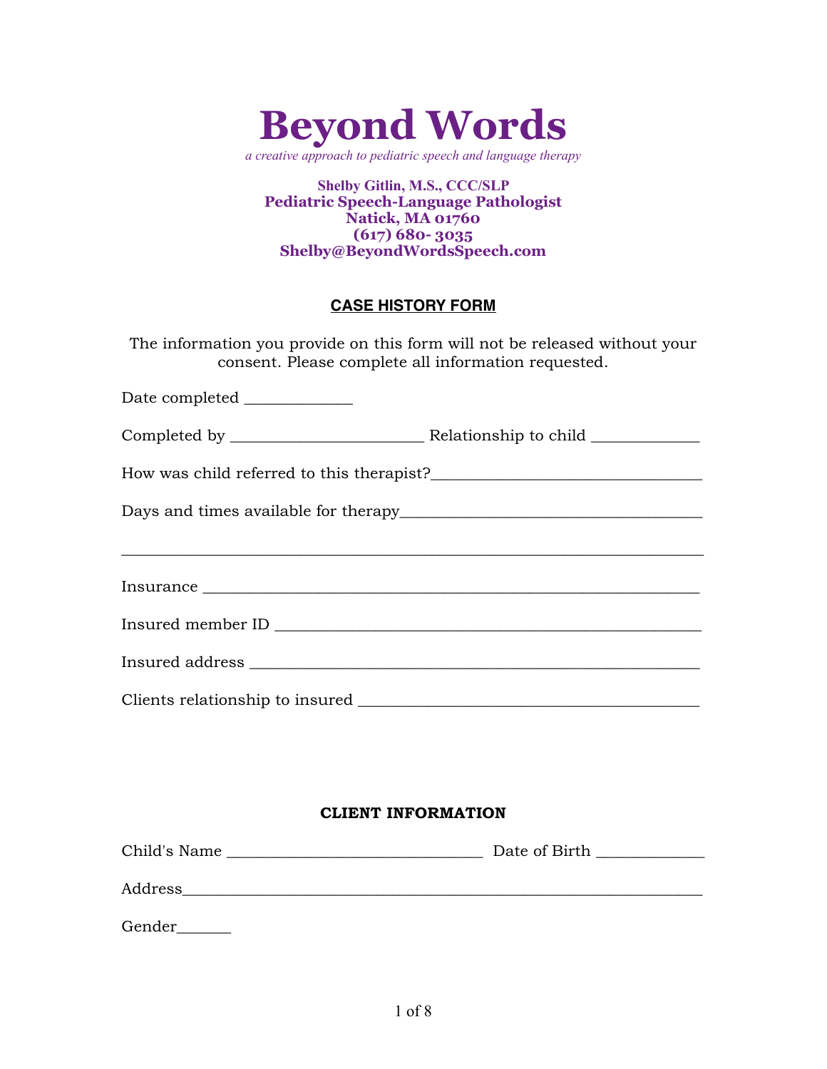# Beyond Words

*a creative approach to pediatric speech and language therapy*

**Shelby Gitlin, M.S., CCC/SLP**
**Pediatric Speech-Language Pathologist**
**Natick, MA 01760**
**(617) 680- 3035**
**Shelby@BeyondWordsSpeech.com**

## CASE HISTORY FORM

The information you provide on this form will not be released without your consent. Please complete all information requested.

Date completed _____________

Completed by _______________________ Relationship to child _____________

How was child referred to this therapist?________________________________

Days and times available for therapy___________________________________

_______________________________________________________________

Insurance ______________________________________________________

Insured member ID _______________________________________________

Insured address _________________________________________________

Clients relationship to insured _____________________________________

### CLIENT INFORMATION

Child's Name _______________________________ Date of Birth _____________

Address_________________________________________________________

Gender_______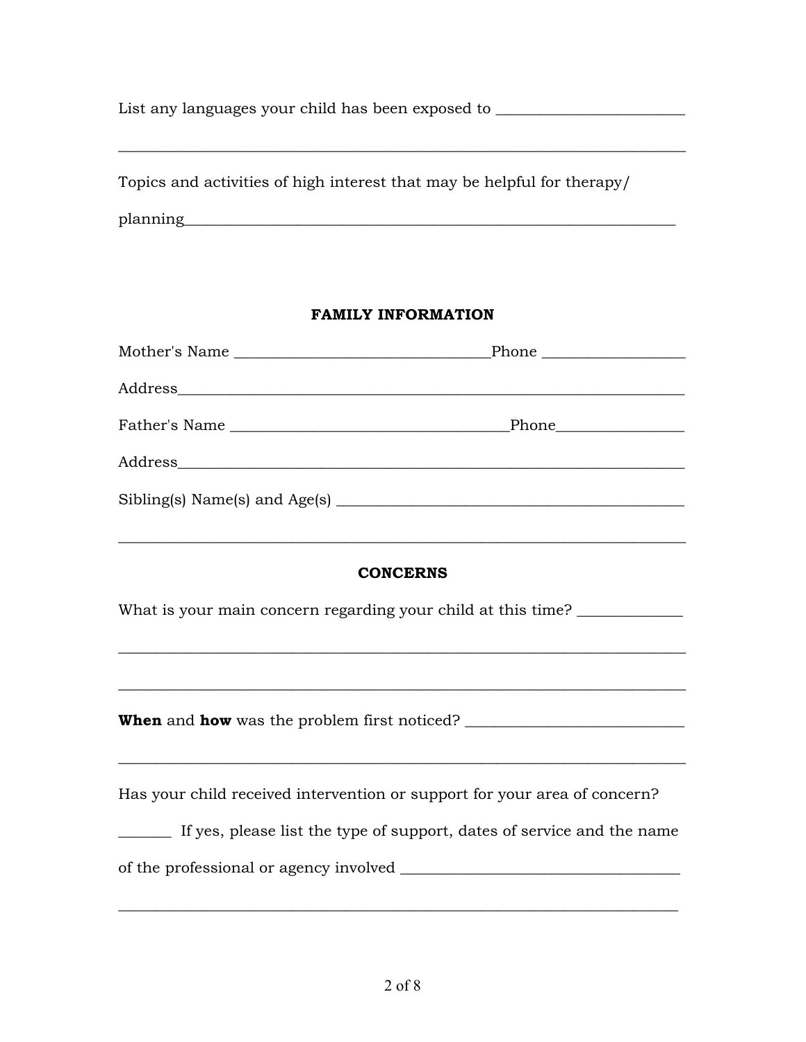List any languages your child has been exposed to ________________________

______________________________________________________________________

Topics and activities of high interest that may be helpful for therapy/ planning______________________________________________________________

## FAMILY INFORMATION

Mother's Name ________________________________Phone __________________

Address_________________________________________________________________

Father's Name __________________________________Phone________________

Address_________________________________________________________________

Sibling(s) Name(s) and Age(s) ___________________________________________

______________________________________________________________________

## CONCERNS

What is your main concern regarding your child at this time? _____________

______________________________________________________________________

______________________________________________________________________

**When** and **how** was the problem first noticed? ___________________________

______________________________________________________________________

Has your child received intervention or support for your area of concern?

_______ If yes, please list the type of support, dates of service and the name of the professional or agency involved ___________________________________

______________________________________________________________________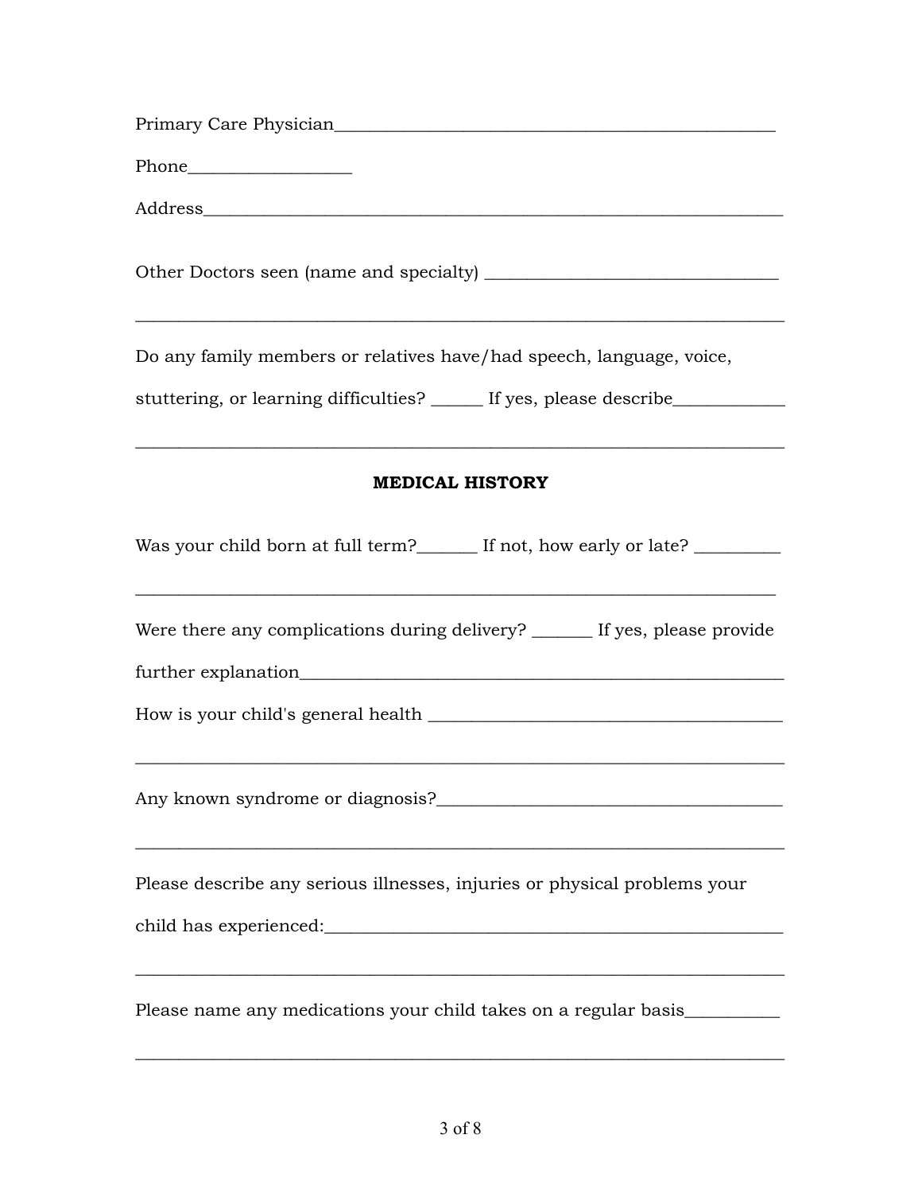Primary Care Physician_________________________________________________

Phone_________________

Address__________________________________________________________

Other Doctors seen (name and specialty) ____________________________

_________________________________________________________________

Do any family members or relatives have/had speech, language, voice, stuttering, or learning difficulties? _____ If yes, please describe___________

_________________________________________________________________

**MEDICAL HISTORY**

Was your child born at full term?______ If not, how early or late? _________

_________________________________________________________________

Were there any complications during delivery? ______ If yes, please provide further explanation_________________________________________________

How is your child's general health ___________________________________

_________________________________________________________________

Any known syndrome or diagnosis?___________________________________

_________________________________________________________________

Please describe any serious illnesses, injuries or physical problems your child has experienced:_______________________________________________

_________________________________________________________________

Please name any medications your child takes on a regular basis__________

_________________________________________________________________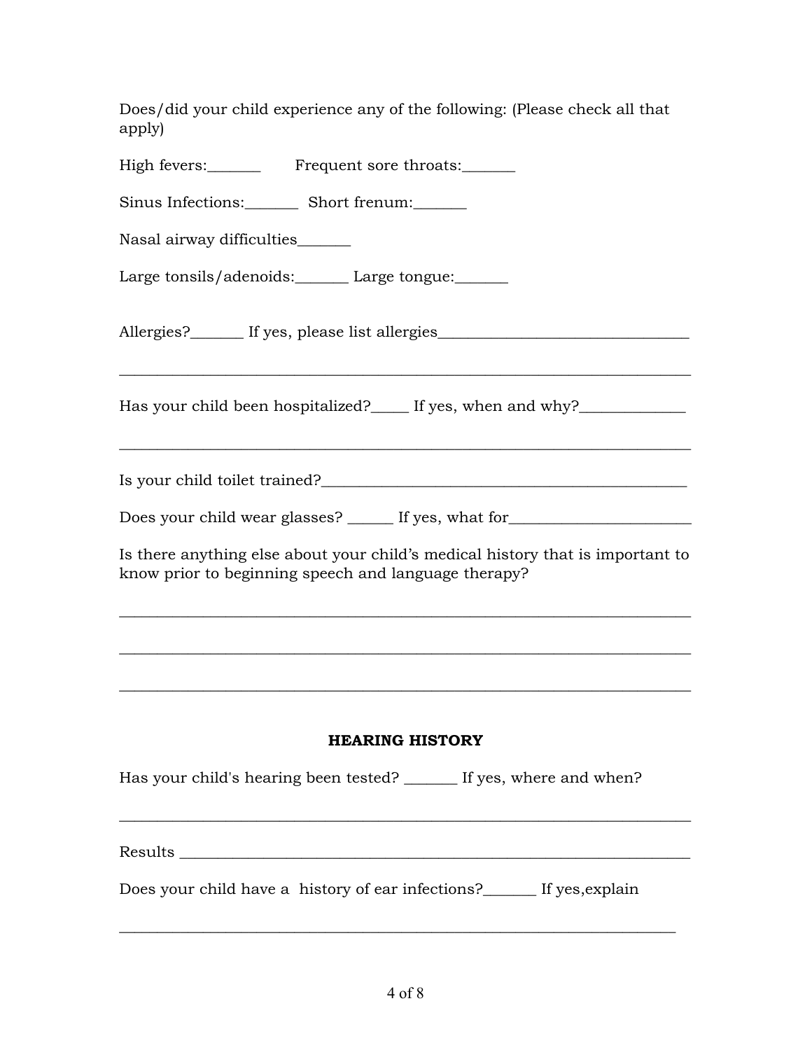Does/did your child experience any of the following: (Please check all that apply)

High fevers:_______ Frequent sore throats:_______

Sinus Infections:_______ Short frenum:_______

Nasal airway difficulties_______

Large tonsils/adenoids:_______ Large tongue:_______

Allergies?_______ If yes, please list allergies________________________________

__________________________________________________________________________

Has your child been hospitalized?_____ If yes, when and why?_____________

__________________________________________________________________________

Is your child toilet trained?_______________________________________________

Does your child wear glasses? ______ If yes, what for________________________

Is there anything else about your child's medical history that is important to know prior to beginning speech and language therapy?

__________________________________________________________________________

__________________________________________________________________________

__________________________________________________________________________

## HEARING HISTORY

Has your child's hearing been tested? _______ If yes, where and when?

__________________________________________________________________________

Results ___________________________________________________________________

Does your child have a history of ear infections?_______ If yes,explain

__________________________________________________________________________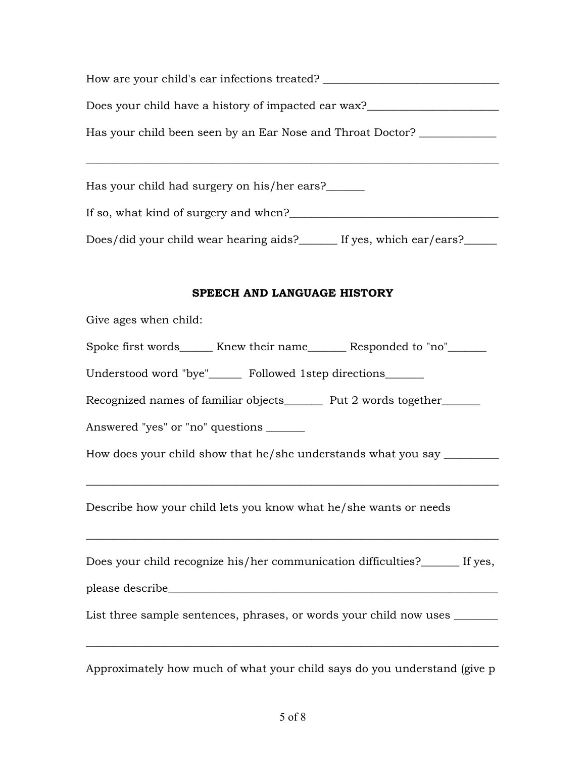How are your child's ear infections treated? _______________________________

Does your child have a history of impacted ear wax?_______________________

Has your child been seen by an Ear Nose and Throat Doctor? _____________

_________________________________________________________________________

Has your child had surgery on his/her ears?_______

If so, what kind of surgery and when?____________________________________

Does/did your child wear hearing aids?_______ If yes, which ear/ears?______

## SPEECH AND LANGUAGE HISTORY

Give ages when child:

Spoke first words______ Knew their name_______ Responded to "no"_______

Understood word "bye"______ Followed 1step directions_______

Recognized names of familiar objects_______ Put 2 words together_______

Answered "yes" or "no" questions _______

How does your child show that he/she understands what you say __________

_________________________________________________________________________

Describe how your child lets you know what he/she wants or needs

_________________________________________________________________________

Does your child recognize his/her communication difficulties?_______ If yes,

please describe_____________________________________________________________

List three sample sentences, phrases, or words your child now uses ________

_________________________________________________________________________

Approximately how much of what your child says do you understand (give p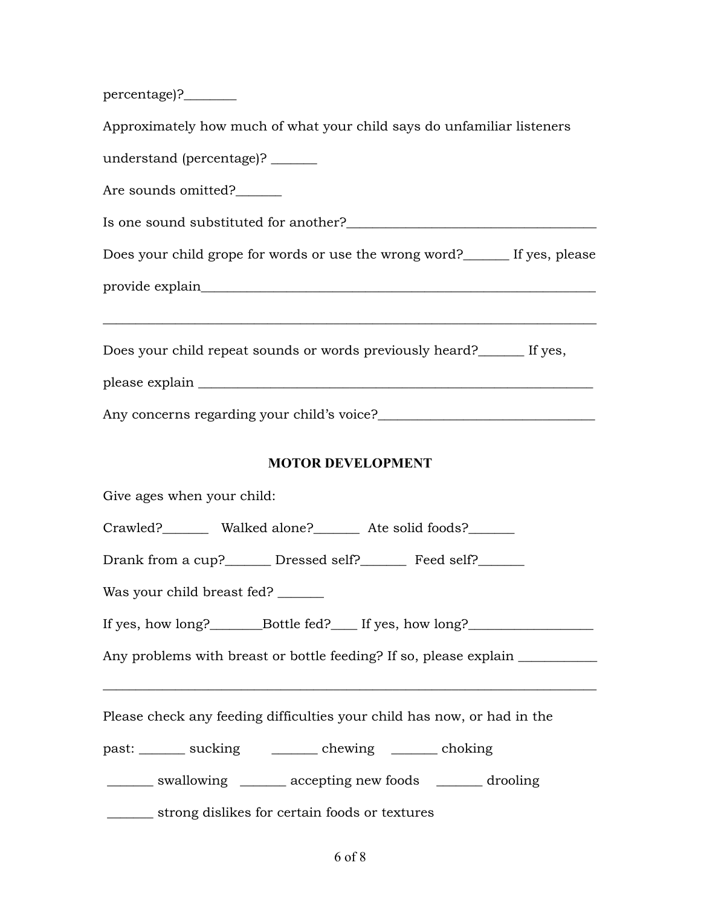percentage)?________

Approximately how much of what your child says do unfamiliar listeners understand (percentage)? _______

Are sounds omitted?_______

Is one sound substituted for another?_____________________________________

Does your child grope for words or use the wrong word?_______ If yes, please provide explain____________________________________________________________

__________________________________________________________________________

Does your child repeat sounds or words previously heard?_______ If yes, please explain _____________________________________________________________

Any concerns regarding your child's voice?________________________________

## MOTOR DEVELOPMENT

Give ages when your child:

Crawled?_______ Walked alone?_______ Ate solid foods?_______

Drank from a cup?_______ Dressed self?_______ Feed self?_______

Was your child breast fed? _______

If yes, how long?________Bottle fed?____ If yes, how long?__________________

Any problems with breast or bottle feeding? If so, please explain ___________

__________________________________________________________________________

Please check any feeding difficulties your child has now, or had in the past: _______ sucking _______ chewing _______ choking

_______ swallowing _______ accepting new foods _______ drooling

_______ strong dislikes for certain foods or textures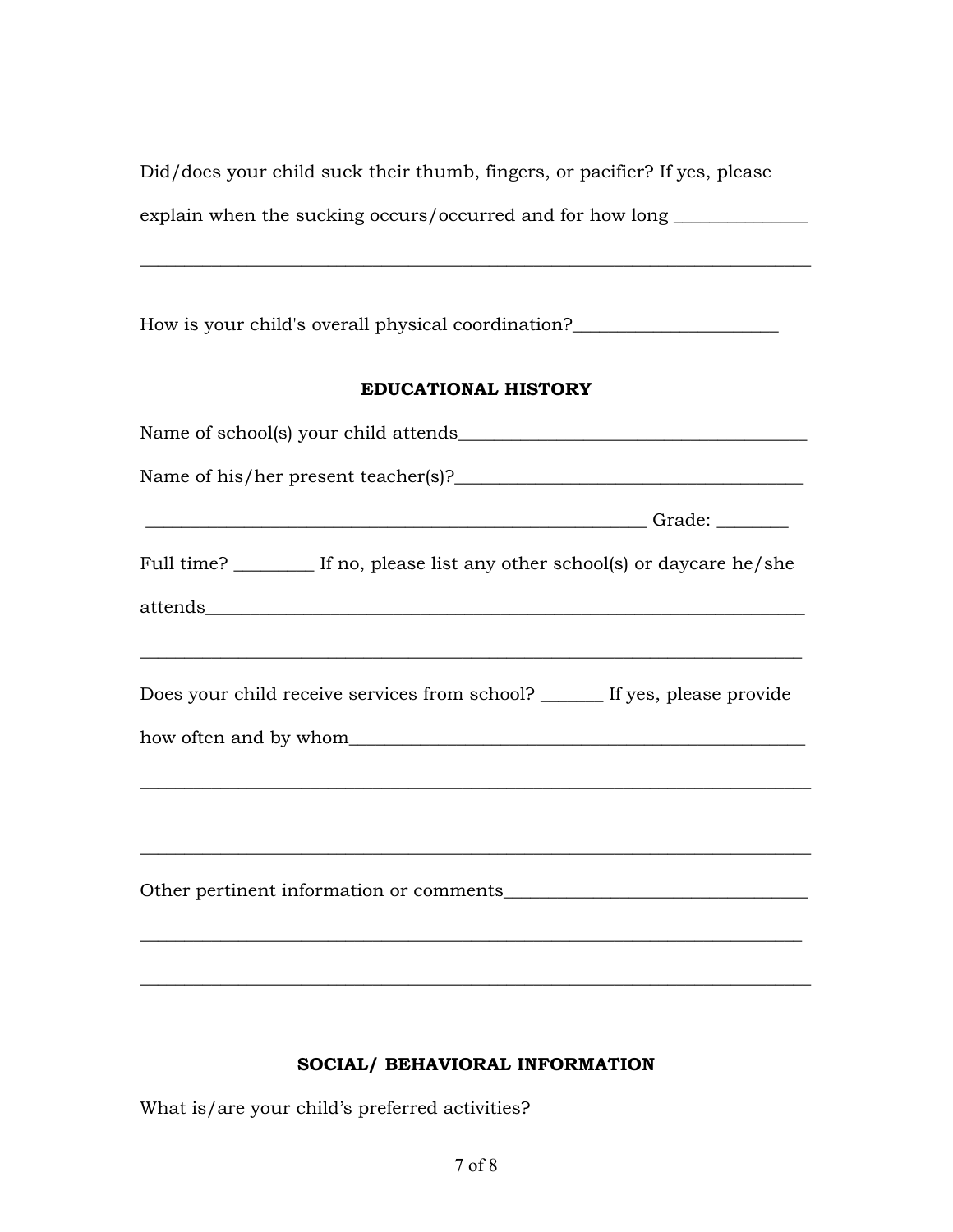Did/does your child suck their thumb, fingers, or pacifier? If yes, please explain when the sucking occurs/occurred and for how long _______________

___________________________________________________________________________

How is your child's overall physical coordination?_______________________

## EDUCATIONAL HISTORY

Name of school(s) your child attends_______________________________________

Name of his/her present teacher(s)?_______________________________________

__________________________________________________________ Grade: ________

Full time? _________ If no, please list any other school(s) or daycare he/she attends_____________________________________________________________________

___________________________________________________________________________

Does your child receive services from school? _______ If yes, please provide how often and by whom_____________________________________________________

___________________________________________________________________________

___________________________________________________________________________

Other pertinent information or comments_________________________________

___________________________________________________________________________

___________________________________________________________________________

## SOCIAL/ BEHAVIORAL INFORMATION

What is/are your child's preferred activities?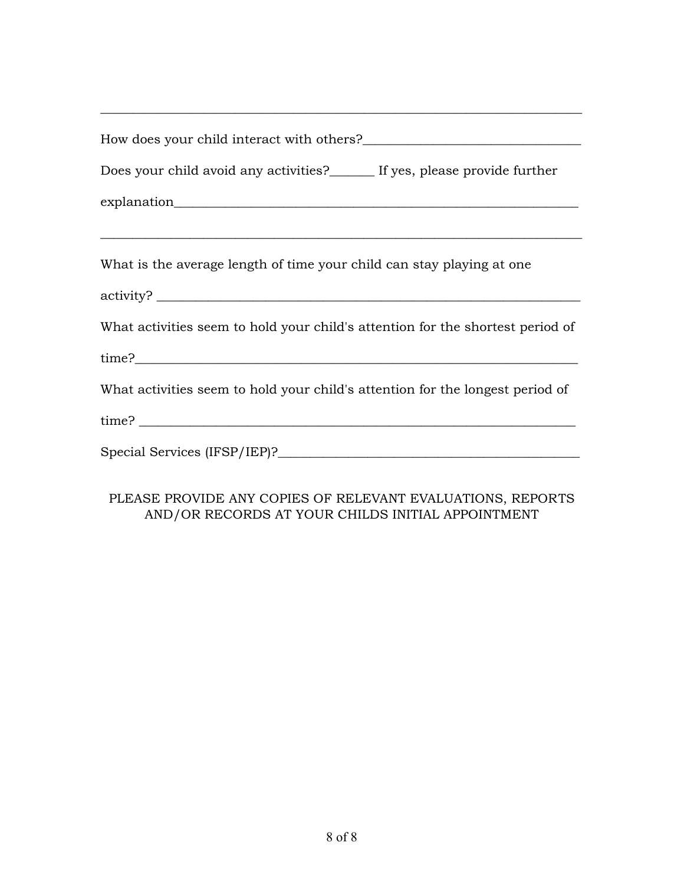______________________________________________________________________

How does your child interact with others?_________________________________

Does your child avoid any activities?_______ If yes, please provide further explanation_______________________________________________________________

______________________________________________________________________

What is the average length of time your child can stay playing at one activity? ________________________________________________________________

What activities seem to hold your child's attention for the shortest period of time?__________________________________________________________________

What activities seem to hold your child's attention for the longest period of time? _________________________________________________________________

Special Services (IFSP/IEP)?______________________________________________

PLEASE PROVIDE ANY COPIES OF RELEVANT EVALUATIONS, REPORTS AND/OR RECORDS AT YOUR CHILDS INITIAL APPOINTMENT